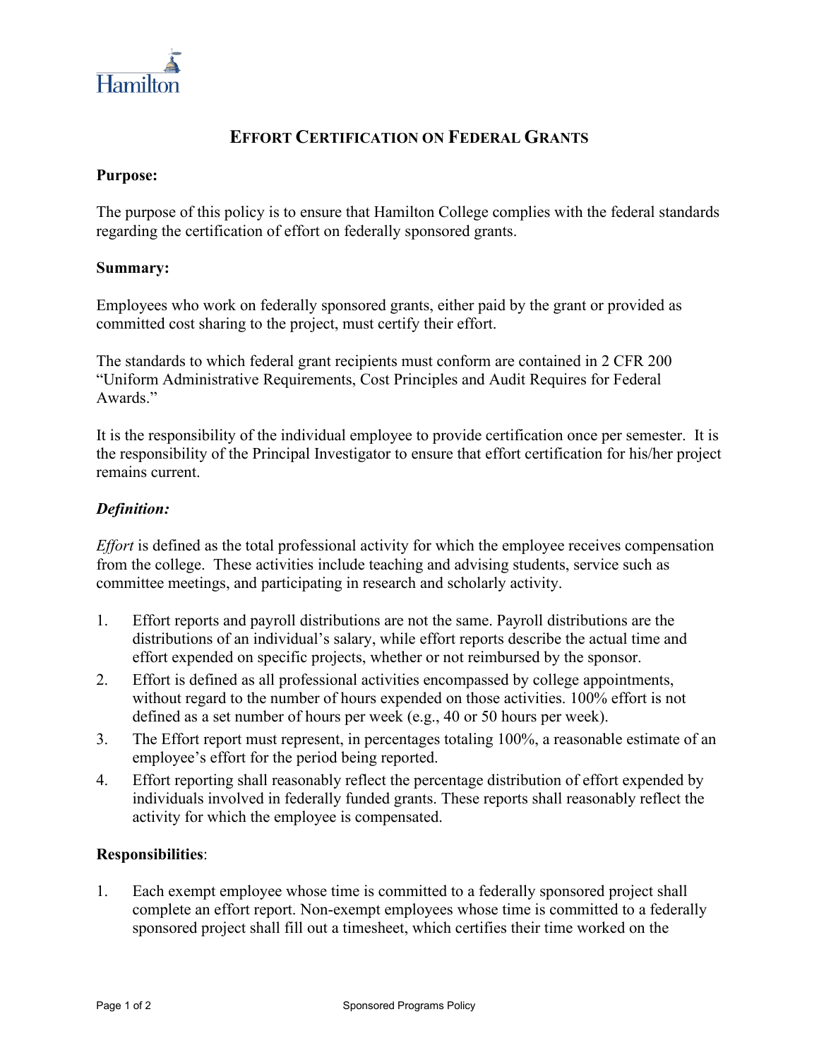# EFFORT CERTIFICATION ON FEDERAL GRANTS

**Purpose:**

The purpose of this policy is to ensure that Hamilton College complies with the federal standards regarding the certification of effort on federally sponsored grants.

**Summary:**

Employees who work on federally sponsored grants, either paid by the grant or provided as committed cost sharing to the project, must certify their effort.

The standards to which federal grant recipients must conform are contained in 2 CFR 200 "Uniform Administrative Requirements, Cost Principles and Audit Requires for Federal Awards."

It is the responsibility of the individual employee to provide certification once per semester. It is the responsibility of the Principal Investigator to ensure that effort certification for his/her project remains current.

***Definition:***

*Effort* is defined as the total professional activity for which the employee receives compensation from the college. These activities include teaching and advising students, service such as committee meetings, and participating in research and scholarly activity.

1. Effort reports and payroll distributions are not the same. Payroll distributions are the distributions of an individual's salary, while effort reports describe the actual time and effort expended on specific projects, whether or not reimbursed by the sponsor.
2. Effort is defined as all professional activities encompassed by college appointments, without regard to the number of hours expended on those activities. 100% effort is not defined as a set number of hours per week (e.g., 40 or 50 hours per week).
3. The Effort report must represent, in percentages totaling 100%, a reasonable estimate of an employee's effort for the period being reported.
4. Effort reporting shall reasonably reflect the percentage distribution of effort expended by individuals involved in federally funded grants. These reports shall reasonably reflect the activity for which the employee is compensated.

**Responsibilities**:

1. Each exempt employee whose time is committed to a federally sponsored project shall complete an effort report. Non-exempt employees whose time is committed to a federally sponsored project shall fill out a timesheet, which certifies their time worked on the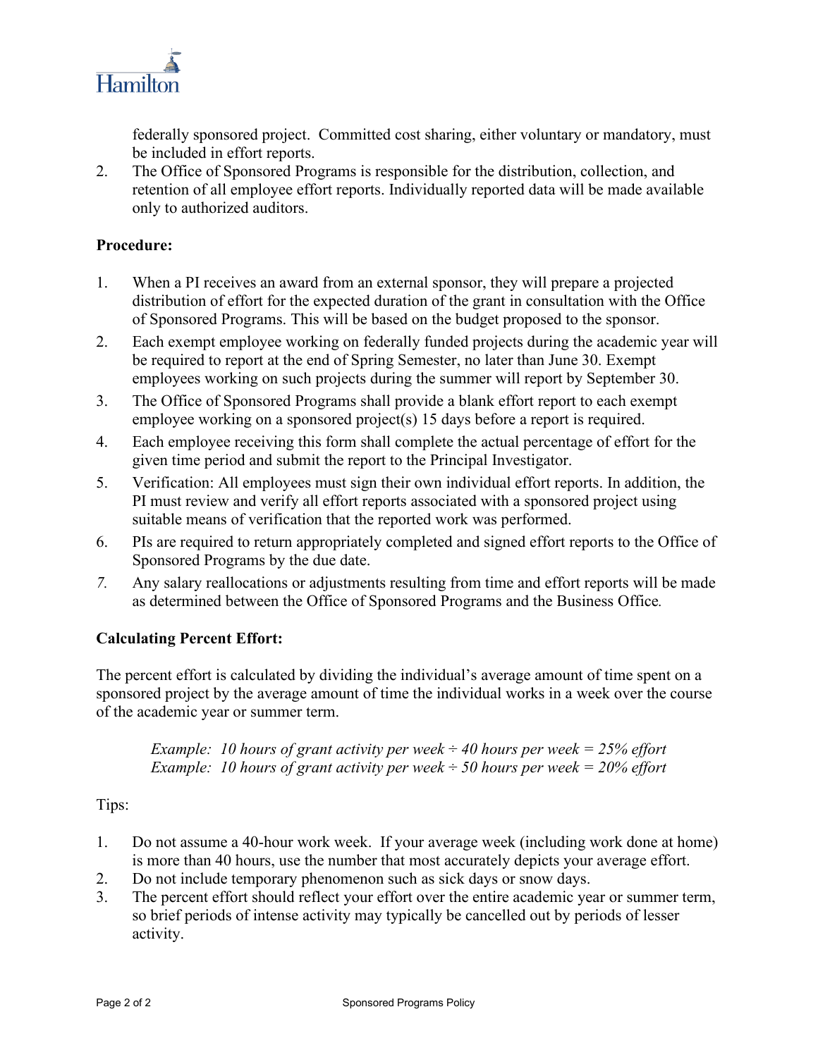federally sponsored project. Committed cost sharing, either voluntary or mandatory, must be included in effort reports.

2. The Office of Sponsored Programs is responsible for the distribution, collection, and retention of all employee effort reports. Individually reported data will be made available only to authorized auditors.

**Procedure:**

1. When a PI receives an award from an external sponsor, they will prepare a projected distribution of effort for the expected duration of the grant in consultation with the Office of Sponsored Programs. This will be based on the budget proposed to the sponsor.
2. Each exempt employee working on federally funded projects during the academic year will be required to report at the end of Spring Semester, no later than June 30. Exempt employees working on such projects during the summer will report by September 30.
3. The Office of Sponsored Programs shall provide a blank effort report to each exempt employee working on a sponsored project(s) 15 days before a report is required.
4. Each employee receiving this form shall complete the actual percentage of effort for the given time period and submit the report to the Principal Investigator.
5. Verification: All employees must sign their own individual effort reports. In addition, the PI must review and verify all effort reports associated with a sponsored project using suitable means of verification that the reported work was performed.
6. PIs are required to return appropriately completed and signed effort reports to the Office of Sponsored Programs by the due date.
7. Any salary reallocations or adjustments resulting from time and effort reports will be made as determined between the Office of Sponsored Programs and the Business Office.

**Calculating Percent Effort:**

The percent effort is calculated by dividing the individual's average amount of time spent on a sponsored project by the average amount of time the individual works in a week over the course of the academic year or summer term.

> *Example: 10 hours of grant activity per week ÷ 40 hours per week = 25% effort*
> *Example: 10 hours of grant activity per week ÷ 50 hours per week = 20% effort*

Tips:

1. Do not assume a 40-hour work week. If your average week (including work done at home) is more than 40 hours, use the number that most accurately depicts your average effort.
2. Do not include temporary phenomenon such as sick days or snow days.
3. The percent effort should reflect your effort over the entire academic year or summer term, so brief periods of intense activity may typically be cancelled out by periods of lesser activity.